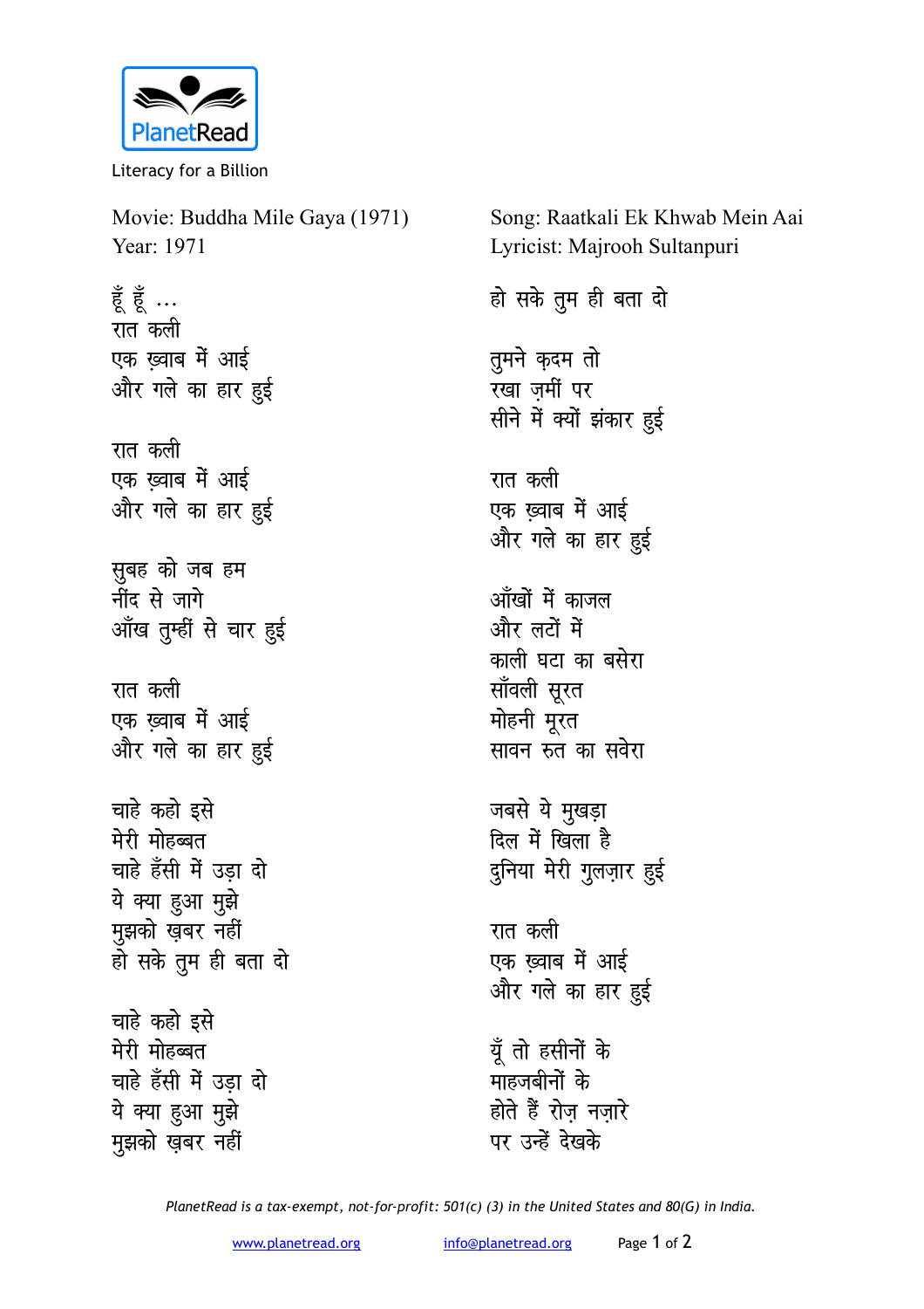PlanetRead

Literacy for a Billion

Movie: Buddha Mile Gaya (1971)
Year: 1971

Song: Raatkali Ek Khwab Mein Aai
Lyricist: Majrooh Sultanpuri

हूँ हूँ ...
रात कली
एक ख़्वाब में आई
और गले का हार हुई

रात कली
एक ख़्वाब में आई
और गले का हार हुई

सुबह को जब हम
नींद से जागे
आँख तुम्हीं से चार हुई

रात कली
एक ख़्वाब में आई
और गले का हार हुई

चाहे कहो इसे
मेरी मोहब्बत
चाहे हँसी में उड़ा दो
ये क्या हुआ मुझे
मुझको ख़बर नहीं
हो सके तुम ही बता दो

चाहे कहो इसे
मेरी मोहब्बत
चाहे हँसी में उड़ा दो
ये क्या हुआ मुझे
मुझको ख़बर नहीं
हो सके तुम ही बता दो

तुमने क़दम तो
रखा ज़मीं पर
सीने में क्यों झंकार हुई

रात कली
एक ख़्वाब में आई
और गले का हार हुई

आँखों में काजल
और लटों में
काली घटा का बसेरा
साँवली सूरत
मोहनी मूरत
सावन रुत का सवेरा

जबसे ये मुखड़ा
दिल में खिला है
दुनिया मेरी गुलज़ार हुई

रात कली
एक ख़्वाब में आई
और गले का हार हुई

यूँ तो हसीनों के
माहजबीनों के
होते हैं रोज़ नज़ारे
पर उन्हें देखके

*PlanetRead is a tax-exempt, not-for-profit: 501(c) (3) in the United States and 80(G) in India.*

www.planetread.org info@planetread.org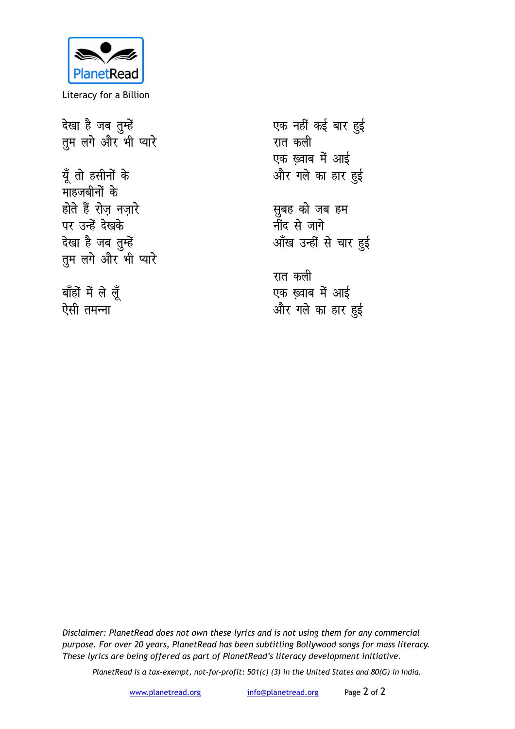PlanetRead

Literacy for a Billion

देखा है जब तुम्हें
तुम लगे और भी प्यारे

यूँ तो हसीनों के
माहजबीनों के
होते हैं रोज़ नज़ारे
पर उन्हें देखके
देखा है जब तुम्हें
तुम लगे और भी प्यारे

बाँहों में ले लूँ
ऐसी तमन्ना

एक नहीं कई बार हुई
रात कली
एक ख़्वाब में आई
और गले का हार हुई

सुबह को जब हम
नींद से जागे
आँख उन्हीं से चार हुई

रात कली
एक ख़्वाब में आई
और गले का हार हुई

*Disclaimer: PlanetRead does not own these lyrics and is not using them for any commercial purpose. For over 20 years, PlanetRead has been subtitling Bollywood songs for mass literacy. These lyrics are being offered as part of PlanetRead's literacy development initiative.*

*PlanetRead is a tax-exempt, not-for-profit: 501(c) (3) in the United States and 80(G) in India.*

www.planetread.org info@planetread.org